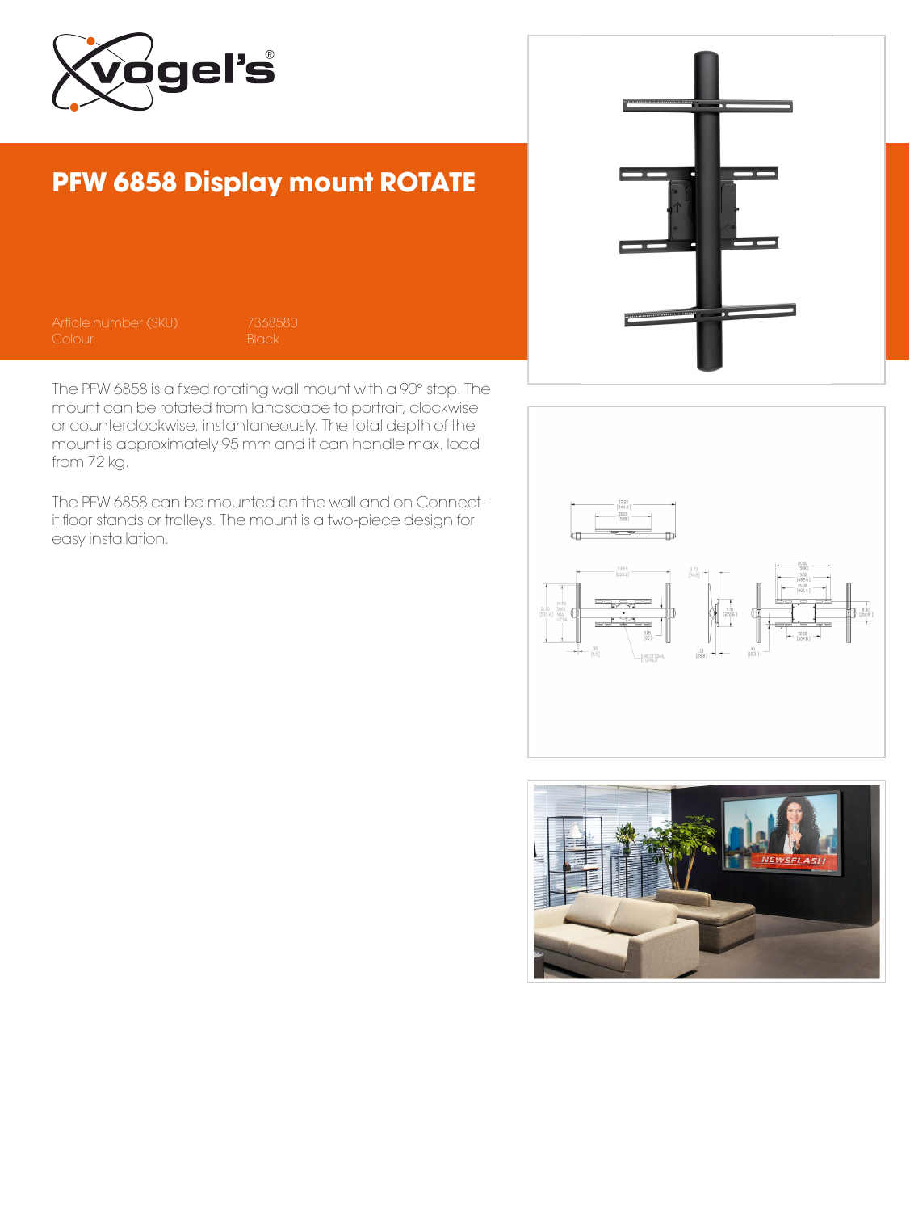# PFW 6858 Display mount ROTATE

| | |
|---|---|
| Article number (SKU) | 7368580 |
| Colour | Black |

The PFW 6858 is a fixed rotating wall mount with a 90° stop. The mount can be rotated from landscape to portrait, clockwise or counterclockwise, instantaneously. The total depth of the mount is approximately 95 mm and it can handle max. load from 72 kg.

The PFW 6858 can be mounted on the wall and on Connect-it floor stands or trolleys. The mount is a two-piece design for easy installation.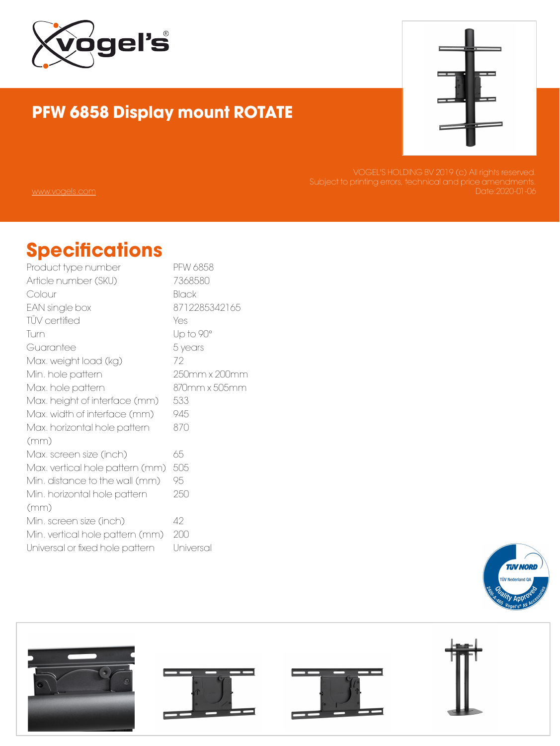# PFW 6858 Display mount ROTATE

www.vogels.com

VOGEL'S HOLDING BV 2019 (c) All rights reserved.
Subject to printing errors, technical and price amendments.
Date:2020-01-06

## Specifications

| | |
|---|---|
| Product type number | PFW 6858 |
| Article number (SKU) | 7368580 |
| Colour | Black |
| EAN single box | 8712285342165 |
| TÜV certified | Yes |
| Turn | Up to 90° |
| Guarantee | 5 years |
| Max. weight load (kg) | 72 |
| Min. hole pattern | 250mm x 200mm |
| Max. hole pattern | 870mm x 505mm |
| Max. height of interface (mm) | 533 |
| Max. width of interface (mm) | 945 |
| Max. horizontal hole pattern (mm) | 870 |
| Max. screen size (inch) | 65 |
| Max. vertical hole pattern (mm) | 505 |
| Min. distance to the wall (mm) | 95 |
| Min. horizontal hole pattern (mm) | 250 |
| Min. screen size (inch) | 42 |
| Min. vertical hole pattern (mm) | 200 |
| Universal or fixed hole pattern | Universal |